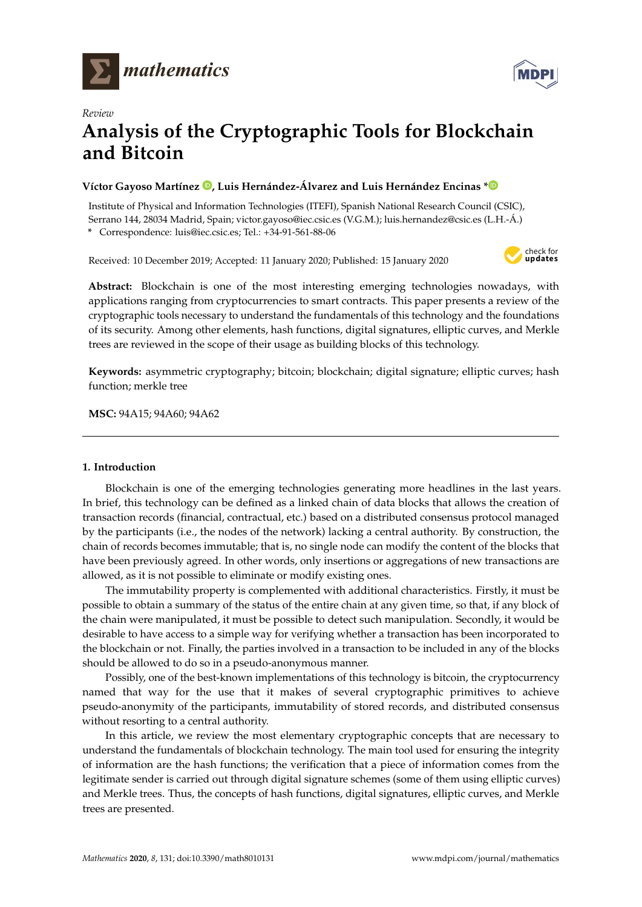*Review*

# Analysis of the Cryptographic Tools for Blockchain and Bitcoin

**Víctor Gayoso Martínez, Luis Hernández-Álvarez and Luis Hernández Encinas ***

Institute of Physical and Information Technologies (ITEFI), Spanish National Research Council (CSIC), Serrano 144, 28034 Madrid, Spain; victor.gayoso@iec.csic.es (V.G.M.); luis.hernandez@csic.es (L.H.-Á.)
* Correspondence: luis@iec.csic.es; Tel.: +34-91-561-88-06

Received: 10 December 2019; Accepted: 11 January 2020; Published: 15 January 2020

**Abstract:** Blockchain is one of the most interesting emerging technologies nowadays, with applications ranging from cryptocurrencies to smart contracts. This paper presents a review of the cryptographic tools necessary to understand the fundamentals of this technology and the foundations of its security. Among other elements, hash functions, digital signatures, elliptic curves, and Merkle trees are reviewed in the scope of their usage as building blocks of this technology.

**Keywords:** asymmetric cryptography; bitcoin; blockchain; digital signature; elliptic curves; hash function; merkle tree

**MSC:** 94A15; 94A60; 94A62

## 1. Introduction

Blockchain is one of the emerging technologies generating more headlines in the last years. In brief, this technology can be defined as a linked chain of data blocks that allows the creation of transaction records (financial, contractual, etc.) based on a distributed consensus protocol managed by the participants (i.e., the nodes of the network) lacking a central authority. By construction, the chain of records becomes immutable; that is, no single node can modify the content of the blocks that have been previously agreed. In other words, only insertions or aggregations of new transactions are allowed, as it is not possible to eliminate or modify existing ones.

The immutability property is complemented with additional characteristics. Firstly, it must be possible to obtain a summary of the status of the entire chain at any given time, so that, if any block of the chain were manipulated, it must be possible to detect such manipulation. Secondly, it would be desirable to have access to a simple way for verifying whether a transaction has been incorporated to the blockchain or not. Finally, the parties involved in a transaction to be included in any of the blocks should be allowed to do so in a pseudo-anonymous manner.

Possibly, one of the best-known implementations of this technology is bitcoin, the cryptocurrency named that way for the use that it makes of several cryptographic primitives to achieve pseudo-anonymity of the participants, immutability of stored records, and distributed consensus without resorting to a central authority.

In this article, we review the most elementary cryptographic concepts that are necessary to understand the fundamentals of blockchain technology. The main tool used for ensuring the integrity of information are the hash functions; the verification that a piece of information comes from the legitimate sender is carried out through digital signature schemes (some of them using elliptic curves) and Merkle trees. Thus, the concepts of hash functions, digital signatures, elliptic curves, and Merkle trees are presented.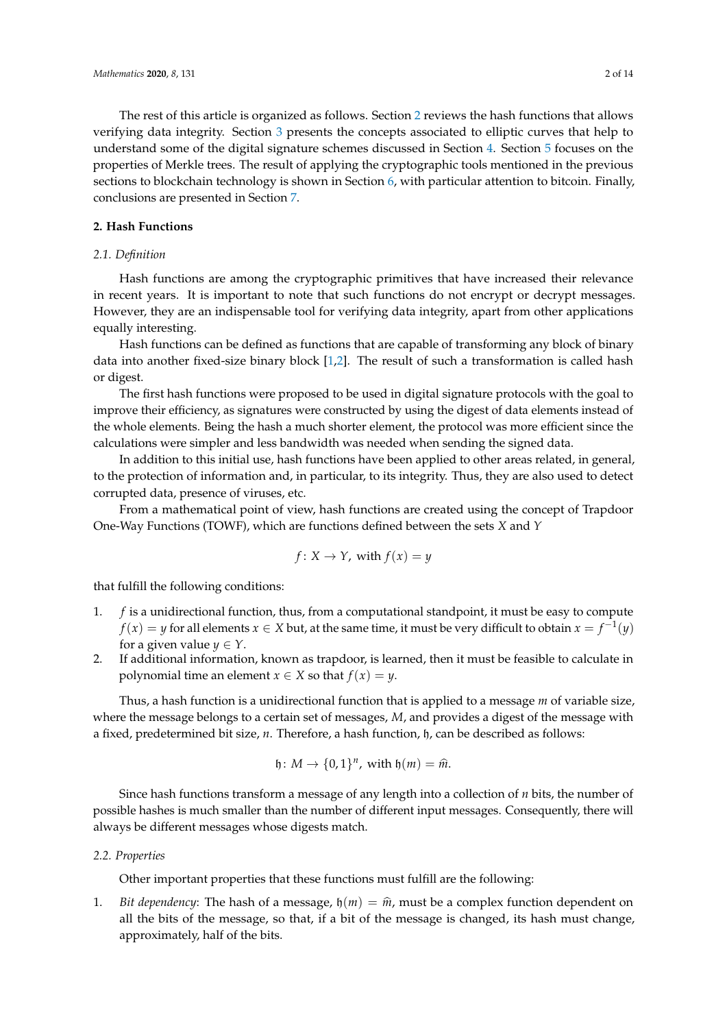The rest of this article is organized as follows. Section 2 reviews the hash functions that allows verifying data integrity. Section 3 presents the concepts associated to elliptic curves that help to understand some of the digital signature schemes discussed in Section 4. Section 5 focuses on the properties of Merkle trees. The result of applying the cryptographic tools mentioned in the previous sections to blockchain technology is shown in Section 6, with particular attention to bitcoin. Finally, conclusions are presented in Section 7.

## 2. Hash Functions

### 2.1. Definition

Hash functions are among the cryptographic primitives that have increased their relevance in recent years. It is important to note that such functions do not encrypt or decrypt messages. However, they are an indispensable tool for verifying data integrity, apart from other applications equally interesting.

Hash functions can be defined as functions that are capable of transforming any block of binary data into another fixed-size binary block [1,2]. The result of such a transformation is called hash or digest.

The first hash functions were proposed to be used in digital signature protocols with the goal to improve their efficiency, as signatures were constructed by using the digest of data elements instead of the whole elements. Being the hash a much shorter element, the protocol was more efficient since the calculations were simpler and less bandwidth was needed when sending the signed data.

In addition to this initial use, hash functions have been applied to other areas related, in general, to the protection of information and, in particular, to its integrity. Thus, they are also used to detect corrupted data, presence of viruses, etc.

From a mathematical point of view, hash functions are created using the concept of Trapdoor One-Way Functions (TOWF), which are functions defined between the sets $X$ and $Y$

$$f \colon X \to Y, \text{ with } f(x) = y$$

that fulfill the following conditions:

1. $f$ is a unidirectional function, thus, from a computational standpoint, it must be easy to compute $f(x) = y$ for all elements $x \in X$ but, at the same time, it must be very difficult to obtain $x = f^{-1}(y)$ for a given value $y \in Y$.
2. If additional information, known as trapdoor, is learned, then it must be feasible to calculate in polynomial time an element $x \in X$ so that $f(x) = y$.

Thus, a hash function is a unidirectional function that is applied to a message $m$ of variable size, where the message belongs to a certain set of messages, $M$, and provides a digest of the message with a fixed, predetermined bit size, $n$. Therefore, a hash function, $\mathfrak{h}$, can be described as follows:

$$\mathfrak{h} \colon M \to \{0,1\}^n, \text{ with } \mathfrak{h}(m) = \widehat{m}.$$

Since hash functions transform a message of any length into a collection of $n$ bits, the number of possible hashes is much smaller than the number of different input messages. Consequently, there will always be different messages whose digests match.

### 2.2. Properties

Other important properties that these functions must fulfill are the following:

1. *Bit dependency*: The hash of a message, $\mathfrak{h}(m) = \widehat{m}$, must be a complex function dependent on all the bits of the message, so that, if a bit of the message is changed, its hash must change, approximately, half of the bits.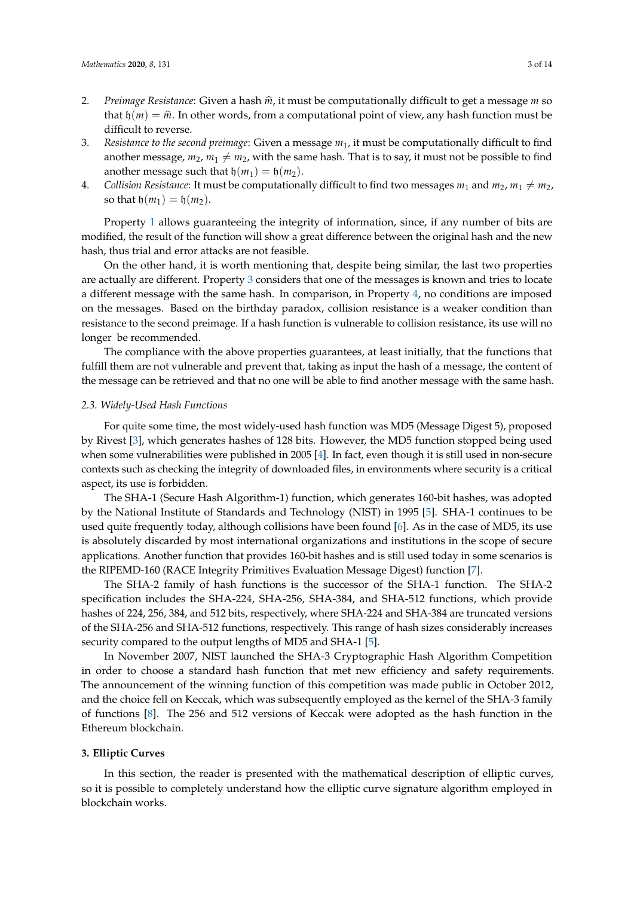2. *Preimage Resistance*: Given a hash $\hat{m}$, it must be computationally difficult to get a message $m$ so that $\mathfrak{h}(m) = \hat{m}$. In other words, from a computational point of view, any hash function must be difficult to reverse.
3. *Resistance to the second preimage*: Given a message $m_1$, it must be computationally difficult to find another message, $m_2$, $m_1 \neq m_2$, with the same hash. That is to say, it must not be possible to find another message such that $\mathfrak{h}(m_1) = \mathfrak{h}(m_2)$.
4. *Collision Resistance*: It must be computationally difficult to find two messages $m_1$ and $m_2$, $m_1 \neq m_2$, so that $\mathfrak{h}(m_1) = \mathfrak{h}(m_2)$.

Property 1 allows guaranteeing the integrity of information, since, if any number of bits are modified, the result of the function will show a great difference between the original hash and the new hash, thus trial and error attacks are not feasible.

On the other hand, it is worth mentioning that, despite being similar, the last two properties are actually are different. Property 3 considers that one of the messages is known and tries to locate a different message with the same hash. In comparison, in Property 4, no conditions are imposed on the messages. Based on the birthday paradox, collision resistance is a weaker condition than resistance to the second preimage. If a hash function is vulnerable to collision resistance, its use will no longer be recommended.

The compliance with the above properties guarantees, at least initially, that the functions that fulfill them are not vulnerable and prevent that, taking as input the hash of a message, the content of the message can be retrieved and that no one will be able to find another message with the same hash.

### *2.3. Widely-Used Hash Functions*

For quite some time, the most widely-used hash function was MD5 (Message Digest 5), proposed by Rivest [3], which generates hashes of 128 bits. However, the MD5 function stopped being used when some vulnerabilities were published in 2005 [4]. In fact, even though it is still used in non-secure contexts such as checking the integrity of downloaded files, in environments where security is a critical aspect, its use is forbidden.

The SHA-1 (Secure Hash Algorithm-1) function, which generates 160-bit hashes, was adopted by the National Institute of Standards and Technology (NIST) in 1995 [5]. SHA-1 continues to be used quite frequently today, although collisions have been found [6]. As in the case of MD5, its use is absolutely discarded by most international organizations and institutions in the scope of secure applications. Another function that provides 160-bit hashes and is still used today in some scenarios is the RIPEMD-160 (RACE Integrity Primitives Evaluation Message Digest) function [7].

The SHA-2 family of hash functions is the successor of the SHA-1 function. The SHA-2 specification includes the SHA-224, SHA-256, SHA-384, and SHA-512 functions, which provide hashes of 224, 256, 384, and 512 bits, respectively, where SHA-224 and SHA-384 are truncated versions of the SHA-256 and SHA-512 functions, respectively. This range of hash sizes considerably increases security compared to the output lengths of MD5 and SHA-1 [5].

In November 2007, NIST launched the SHA-3 Cryptographic Hash Algorithm Competition in order to choose a standard hash function that met new efficiency and safety requirements. The announcement of the winning function of this competition was made public in October 2012, and the choice fell on Keccak, which was subsequently employed as the kernel of the SHA-3 family of functions [8]. The 256 and 512 versions of Keccak were adopted as the hash function in the Ethereum blockchain.

## **3. Elliptic Curves**

In this section, the reader is presented with the mathematical description of elliptic curves, so it is possible to completely understand how the elliptic curve signature algorithm employed in blockchain works.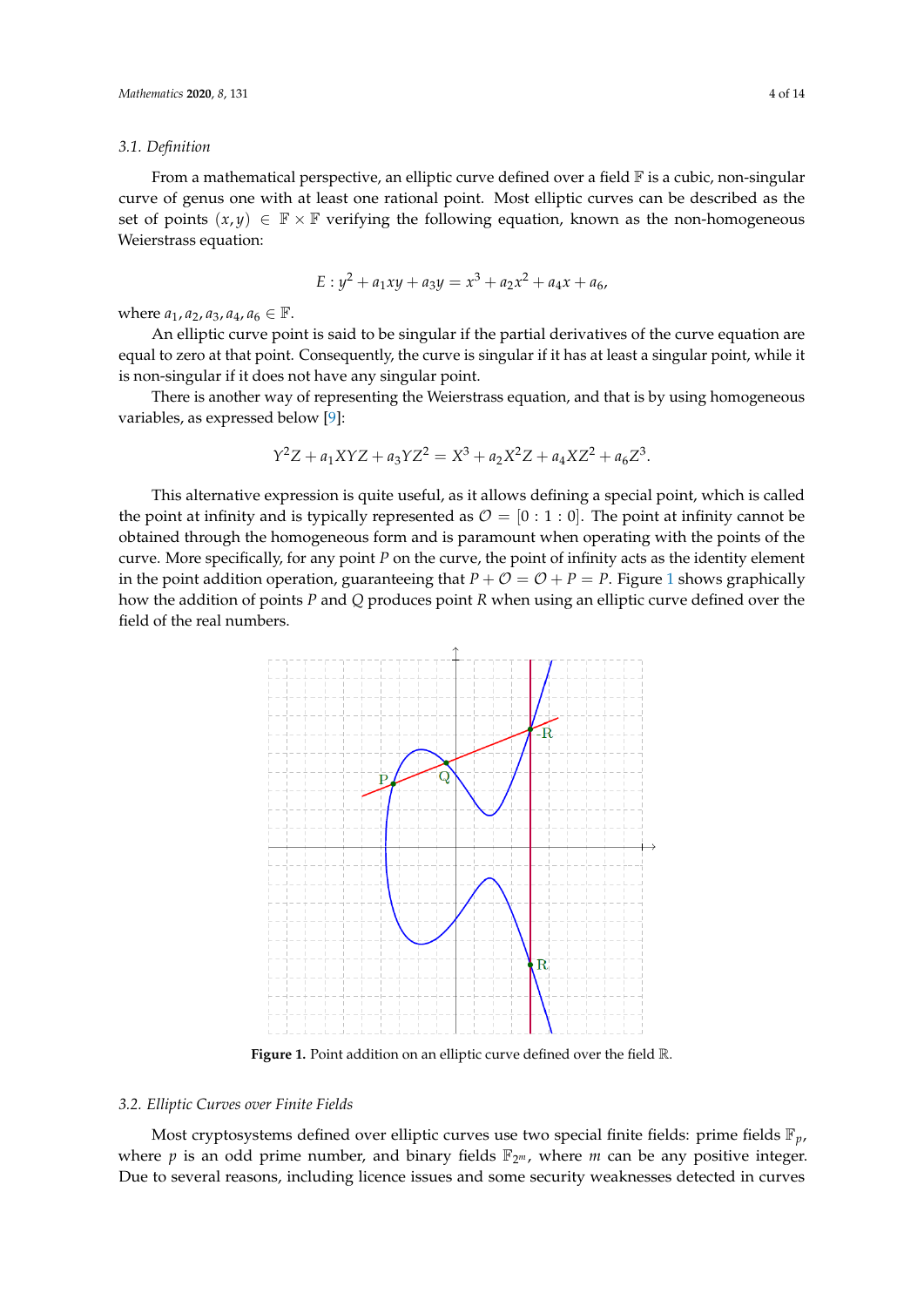### 3.1. Definition

From a mathematical perspective, an elliptic curve defined over a field $\mathbb{F}$ is a cubic, non-singular curve of genus one with at least one rational point. Most elliptic curves can be described as the set of points $(x, y) \in \mathbb{F} \times \mathbb{F}$ verifying the following equation, known as the non-homogeneous Weierstrass equation:

$$E : y^2 + a_1xy + a_3y = x^3 + a_2x^2 + a_4x + a_6,$$

where $a_1, a_2, a_3, a_4, a_6 \in \mathbb{F}$.

An elliptic curve point is said to be singular if the partial derivatives of the curve equation are equal to zero at that point. Consequently, the curve is singular if it has at least a singular point, while it is non-singular if it does not have any singular point.

There is another way of representing the Weierstrass equation, and that is by using homogeneous variables, as expressed below [9]:

$$Y^2Z + a_1XYZ + a_3YZ^2 = X^3 + a_2X^2Z + a_4XZ^2 + a_6Z^3.$$

This alternative expression is quite useful, as it allows defining a special point, which is called the point at infinity and is typically represented as $\mathcal{O} = [0 : 1 : 0]$. The point at infinity cannot be obtained through the homogeneous form and is paramount when operating with the points of the curve. More specifically, for any point $P$ on the curve, the point of infinity acts as the identity element in the point addition operation, guaranteeing that $P + \mathcal{O} = \mathcal{O} + P = P$. Figure 1 shows graphically how the addition of points $P$ and $Q$ produces point $R$ when using an elliptic curve defined over the field of the real numbers.

**Figure 1.** Point addition on an elliptic curve defined over the field $\mathbb{R}$.

### 3.2. Elliptic Curves over Finite Fields

Most cryptosystems defined over elliptic curves use two special finite fields: prime fields $\mathbb{F}_p$, where $p$ is an odd prime number, and binary fields $\mathbb{F}_{2^m}$, where $m$ can be any positive integer. Due to several reasons, including licence issues and some security weaknesses detected in curves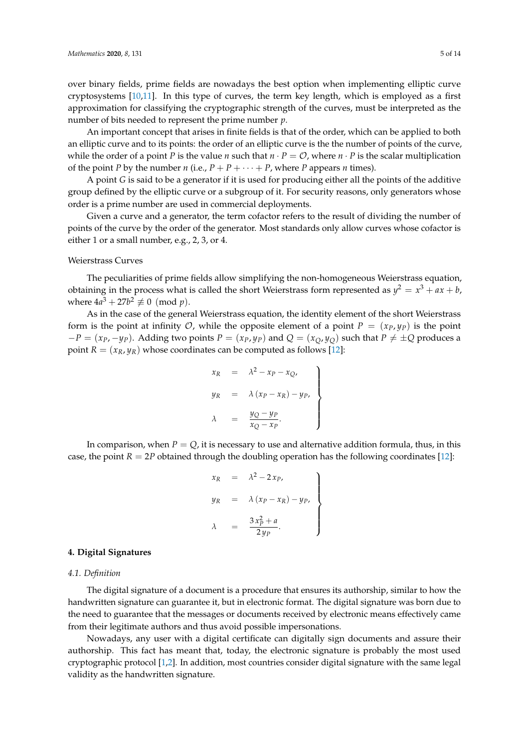over binary fields, prime fields are nowadays the best option when implementing elliptic curve cryptosystems [10,11]. In this type of curves, the term key length, which is employed as a first approximation for classifying the cryptographic strength of the curves, must be interpreted as the number of bits needed to represent the prime number $p$.

An important concept that arises in finite fields is that of the order, which can be applied to both an elliptic curve and to its points: the order of an elliptic curve is the the number of points of the curve, while the order of a point $P$ is the value $n$ such that $n \cdot P = \mathcal{O}$, where $n \cdot P$ is the scalar multiplication of the point $P$ by the number $n$ (i.e., $P + P + \cdots + P$, where $P$ appears $n$ times).

A point $G$ is said to be a generator if it is used for producing either all the points of the additive group defined by the elliptic curve or a subgroup of it. For security reasons, only generators whose order is a prime number are used in commercial deployments.

Given a curve and a generator, the term cofactor refers to the result of dividing the number of points of the curve by the order of the generator. Most standards only allow curves whose cofactor is either 1 or a small number, e.g., 2, 3, or 4.

Weierstrass Curves

The peculiarities of prime fields allow simplifying the non-homogeneous Weierstrass equation, obtaining in the process what is called the short Weierstrass form represented as $y^2 = x^3 + ax + b$, where $4a^3 + 27b^2 \not\equiv 0 \pmod{p}$.

As in the case of the general Weierstrass equation, the identity element of the short Weierstrass form is the point at infinity $\mathcal{O}$, while the opposite element of a point $P = (x_P, y_P)$ is the point $-P = (x_P, -y_P)$. Adding two points $P = (x_P, y_P)$ and $Q = (x_Q, y_Q)$ such that $P \neq \pm Q$ produces a point $R = (x_R, y_R)$ whose coordinates can be computed as follows [12]:

$$
\left.
\begin{aligned}
x_R &= \lambda^2 - x_P - x_Q, \\
y_R &= \lambda\,(x_P - x_R) - y_P, \\
\lambda &= \frac{y_Q - y_P}{x_Q - x_P}.
\end{aligned}
\right\}
$$

In comparison, when $P = Q$, it is necessary to use and alternative addition formula, thus, in this case, the point $R = 2P$ obtained through the doubling operation has the following coordinates [12]:

$$
\left.
\begin{aligned}
x_R &= \lambda^2 - 2\,x_P, \\
y_R &= \lambda\,(x_P - x_R) - y_P, \\
\lambda &= \frac{3\,x_P^2 + a}{2\,y_P}.
\end{aligned}
\right\}
$$

## 4. Digital Signatures

### *4.1. Definition*

The digital signature of a document is a procedure that ensures its authorship, similar to how the handwritten signature can guarantee it, but in electronic format. The digital signature was born due to the need to guarantee that the messages or documents received by electronic means effectively came from their legitimate authors and thus avoid possible impersonations.

Nowadays, any user with a digital certificate can digitally sign documents and assure their authorship. This fact has meant that, today, the electronic signature is probably the most used cryptographic protocol [1,2]. In addition, most countries consider digital signature with the same legal validity as the handwritten signature.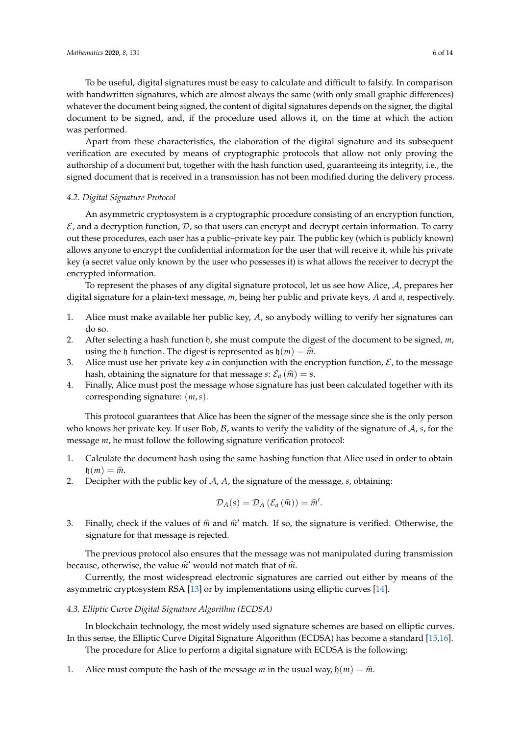To be useful, digital signatures must be easy to calculate and difficult to falsify. In comparison with handwritten signatures, which are almost always the same (with only small graphic differences) whatever the document being signed, the content of digital signatures depends on the signer, the digital document to be signed, and, if the procedure used allows it, on the time at which the action was performed.

Apart from these characteristics, the elaboration of the digital signature and its subsequent verification are executed by means of cryptographic protocols that allow not only proving the authorship of a document but, together with the hash function used, guaranteeing its integrity, i.e., the signed document that is received in a transmission has not been modified during the delivery process.

### 4.2. Digital Signature Protocol

An asymmetric cryptosystem is a cryptographic procedure consisting of an encryption function, $\mathcal{E}$, and a decryption function, $\mathcal{D}$, so that users can encrypt and decrypt certain information. To carry out these procedures, each user has a public–private key pair. The public key (which is publicly known) allows anyone to encrypt the confidential information for the user that will receive it, while his private key (a secret value only known by the user who possesses it) is what allows the receiver to decrypt the encrypted information.

To represent the phases of any digital signature protocol, let us see how Alice, $\mathcal{A}$, prepares her digital signature for a plain-text message, $m$, being her public and private keys, $A$ and $a$, respectively.

1. Alice must make available her public key, $A$, so anybody willing to verify her signatures can do so.
2. After selecting a hash function $\mathfrak{h}$, she must compute the digest of the document to be signed, $m$, using the $\mathfrak{h}$ function. The digest is represented as $\mathfrak{h}(m) = \widehat{m}$.
3. Alice must use her private key $a$ in conjunction with the encryption function, $\mathcal{E}$, to the message hash, obtaining the signature for that message $s$: $\mathcal{E}_a(\widehat{m}) = s$.
4. Finally, Alice must post the message whose signature has just been calculated together with its corresponding signature: $(m, s)$.

This protocol guarantees that Alice has been the signer of the message since she is the only person who knows her private key. If user Bob, $\mathcal{B}$, wants to verify the validity of the signature of $\mathcal{A}$, $s$, for the message $m$, he must follow the following signature verification protocol:

1. Calculate the document hash using the same hashing function that Alice used in order to obtain $\mathfrak{h}(m) = \widehat{m}$.
2. Decipher with the public key of $\mathcal{A}$, $A$, the signature of the message, $s$, obtaining:

$$\mathcal{D}_A(s) = \mathcal{D}_A\left(\mathcal{E}_a\left(\widehat{m}\right)\right) = \widehat{m}'.$$

3. Finally, check if the values of $\widehat{m}$ and $\widehat{m}'$ match. If so, the signature is verified. Otherwise, the signature for that message is rejected.

The previous protocol also ensures that the message was not manipulated during transmission because, otherwise, the value $\widehat{m}'$ would not match that of $\widehat{m}$.

Currently, the most widespread electronic signatures are carried out either by means of the asymmetric cryptosystem RSA [13] or by implementations using elliptic curves [14].

### 4.3. Elliptic Curve Digital Signature Algorithm (ECDSA)

In blockchain technology, the most widely used signature schemes are based on elliptic curves. In this sense, the Elliptic Curve Digital Signature Algorithm (ECDSA) has become a standard [15,16].

The procedure for Alice to perform a digital signature with ECDSA is the following:

1. Alice must compute the hash of the message $m$ in the usual way, $\mathfrak{h}(m) = \widehat{m}$.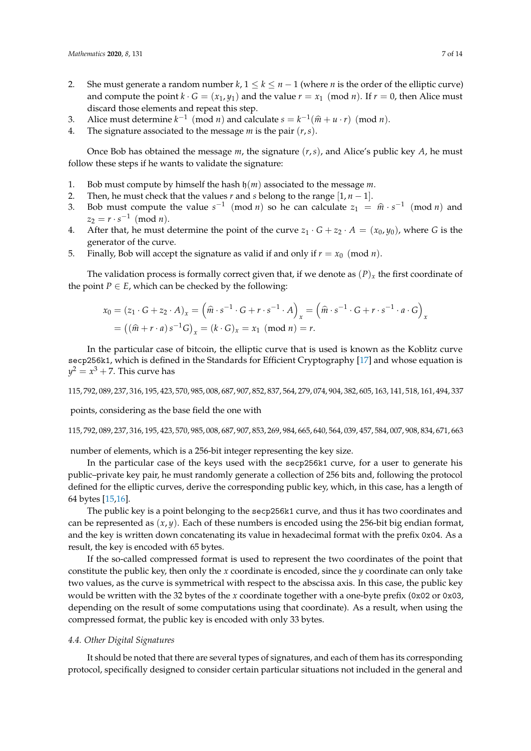2. She must generate a random number $k$, $1 \leq k \leq n-1$ (where $n$ is the order of the elliptic curve) and compute the point $k \cdot G = (x_1, y_1)$ and the value $r = x_1 \pmod{n}$. If $r = 0$, then Alice must discard those elements and repeat this step.
3. Alice must determine $k^{-1} \pmod{n}$ and calculate $s = k^{-1}(\widehat{m} + u \cdot r) \pmod{n}$.
4. The signature associated to the message $m$ is the pair $(r, s)$.

Once Bob has obtained the message $m$, the signature $(r, s)$, and Alice's public key $A$, he must follow these steps if he wants to validate the signature:

1. Bob must compute by himself the hash $\mathfrak{h}(m)$ associated to the message $m$.
2. Then, he must check that the values $r$ and $s$ belong to the range $[1, n-1]$.
3. Bob must compute the value $s^{-1} \pmod{n}$ so he can calculate $z_1 = \widehat{m} \cdot s^{-1} \pmod{n}$ and $z_2 = r \cdot s^{-1} \pmod{n}$.
4. After that, he must determine the point of the curve $z_1 \cdot G + z_2 \cdot A = (x_0, y_0)$, where $G$ is the generator of the curve.
5. Finally, Bob will accept the signature as valid if and only if $r = x_0 \pmod{n}$.

The validation process is formally correct given that, if we denote as $(P)_x$ the first coordinate of the point $P \in E$, which can be checked by the following:

$$
\begin{aligned}
x_0 &= (z_1 \cdot G + z_2 \cdot A)_x = \left(\widehat{m} \cdot s^{-1} \cdot G + r \cdot s^{-1} \cdot A\right)_x = \left(\widehat{m} \cdot s^{-1} \cdot G + r \cdot s^{-1} \cdot a \cdot G\right)_x \\
&= \left((\widehat{m} + r \cdot a)\, s^{-1} G\right)_x = (k \cdot G)_x = x_1 \pmod{n} = r.
\end{aligned}
$$

In the particular case of bitcoin, the elliptic curve that is used is known as the Koblitz curve `secp256k1`, which is defined in the Standards for Efficient Cryptography [17] and whose equation is $y^2 = x^3 + 7$. This curve has

115,792,089,237,316,195,423,570,985,008,687,907,852,837,564,279,074,904,382,605,163,141,518,161,494,337

points, considering as the base field the one with

115,792,089,237,316,195,423,570,985,008,687,907,853,269,984,665,640,564,039,457,584,007,908,834,671,663

number of elements, which is a 256-bit integer representing the key size.

In the particular case of the keys used with the `secp256k1` curve, for a user to generate his public–private key pair, he must randomly generate a collection of 256 bits and, following the protocol defined for the elliptic curves, derive the corresponding public key, which, in this case, has a length of 64 bytes [15,16].

The public key is a point belonging to the `secp256k1` curve, and thus it has two coordinates and can be represented as $(x, y)$. Each of these numbers is encoded using the 256-bit big endian format, and the key is written down concatenating its value in hexadecimal format with the prefix `0x04`. As a result, the key is encoded with 65 bytes.

If the so-called compressed format is used to represent the two coordinates of the point that constitute the public key, then only the $x$ coordinate is encoded, since the $y$ coordinate can only take two values, as the curve is symmetrical with respect to the abscissa axis. In this case, the public key would be written with the 32 bytes of the $x$ coordinate together with a one-byte prefix (`0x02` or `0x03`, depending on the result of some computations using that coordinate). As a result, when using the compressed format, the public key is encoded with only 33 bytes.

### 4.4. Other Digital Signatures

It should be noted that there are several types of signatures, and each of them has its corresponding protocol, specifically designed to consider certain particular situations not included in the general and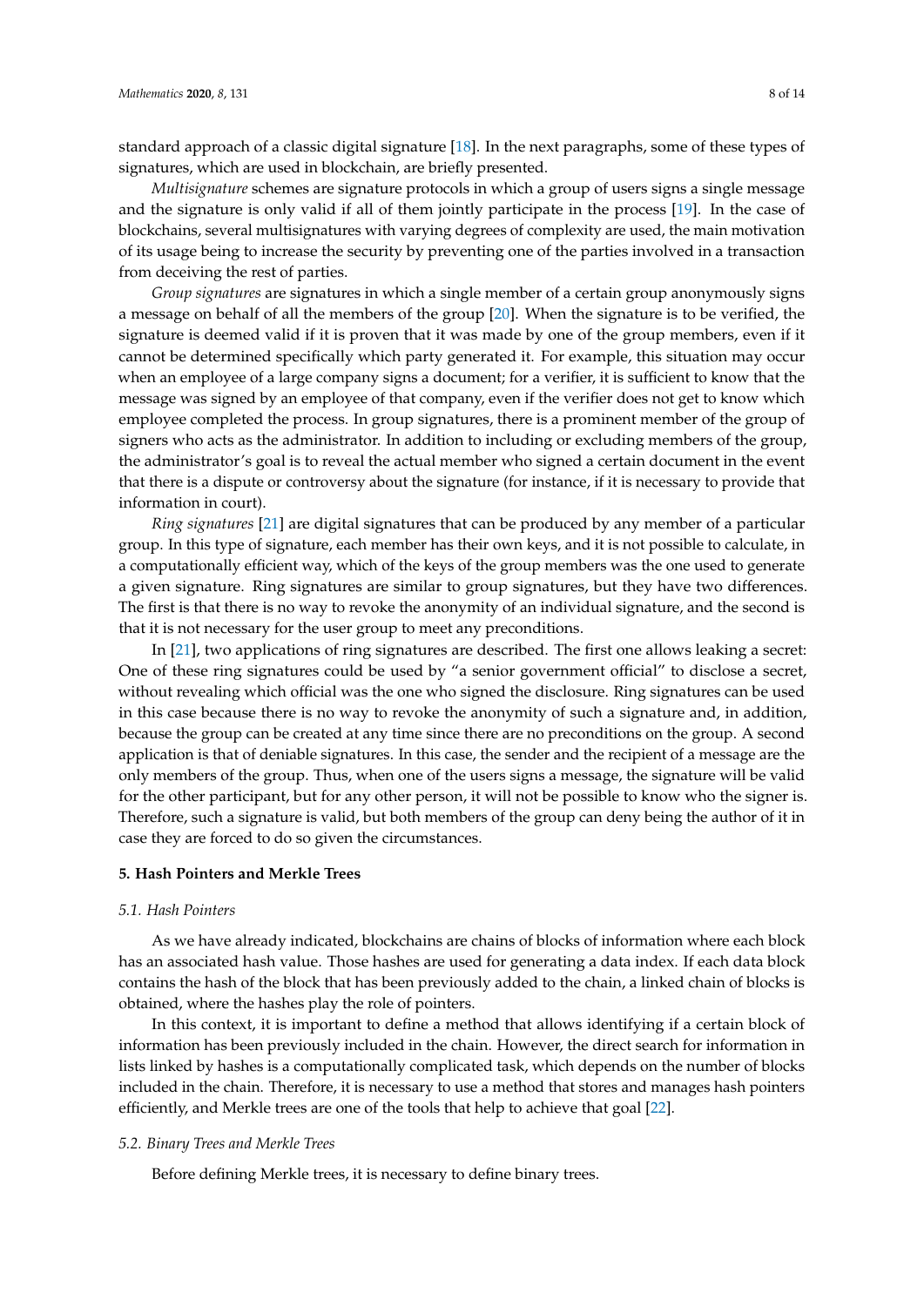standard approach of a classic digital signature [18]. In the next paragraphs, some of these types of signatures, which are used in blockchain, are briefly presented.

*Multisignature* schemes are signature protocols in which a group of users signs a single message and the signature is only valid if all of them jointly participate in the process [19]. In the case of blockchains, several multisignatures with varying degrees of complexity are used, the main motivation of its usage being to increase the security by preventing one of the parties involved in a transaction from deceiving the rest of parties.

*Group signatures* are signatures in which a single member of a certain group anonymously signs a message on behalf of all the members of the group [20]. When the signature is to be verified, the signature is deemed valid if it is proven that it was made by one of the group members, even if it cannot be determined specifically which party generated it. For example, this situation may occur when an employee of a large company signs a document; for a verifier, it is sufficient to know that the message was signed by an employee of that company, even if the verifier does not get to know which employee completed the process. In group signatures, there is a prominent member of the group of signers who acts as the administrator. In addition to including or excluding members of the group, the administrator's goal is to reveal the actual member who signed a certain document in the event that there is a dispute or controversy about the signature (for instance, if it is necessary to provide that information in court).

*Ring signatures* [21] are digital signatures that can be produced by any member of a particular group. In this type of signature, each member has their own keys, and it is not possible to calculate, in a computationally efficient way, which of the keys of the group members was the one used to generate a given signature. Ring signatures are similar to group signatures, but they have two differences. The first is that there is no way to revoke the anonymity of an individual signature, and the second is that it is not necessary for the user group to meet any preconditions.

In [21], two applications of ring signatures are described. The first one allows leaking a secret: One of these ring signatures could be used by "a senior government official" to disclose a secret, without revealing which official was the one who signed the disclosure. Ring signatures can be used in this case because there is no way to revoke the anonymity of such a signature and, in addition, because the group can be created at any time since there are no preconditions on the group. A second application is that of deniable signatures. In this case, the sender and the recipient of a message are the only members of the group. Thus, when one of the users signs a message, the signature will be valid for the other participant, but for any other person, it will not be possible to know who the signer is. Therefore, such a signature is valid, but both members of the group can deny being the author of it in case they are forced to do so given the circumstances.

## 5. Hash Pointers and Merkle Trees

### *5.1. Hash Pointers*

As we have already indicated, blockchains are chains of blocks of information where each block has an associated hash value. Those hashes are used for generating a data index. If each data block contains the hash of the block that has been previously added to the chain, a linked chain of blocks is obtained, where the hashes play the role of pointers.

In this context, it is important to define a method that allows identifying if a certain block of information has been previously included in the chain. However, the direct search for information in lists linked by hashes is a computationally complicated task, which depends on the number of blocks included in the chain. Therefore, it is necessary to use a method that stores and manages hash pointers efficiently, and Merkle trees are one of the tools that help to achieve that goal [22].

### *5.2. Binary Trees and Merkle Trees*

Before defining Merkle trees, it is necessary to define binary trees.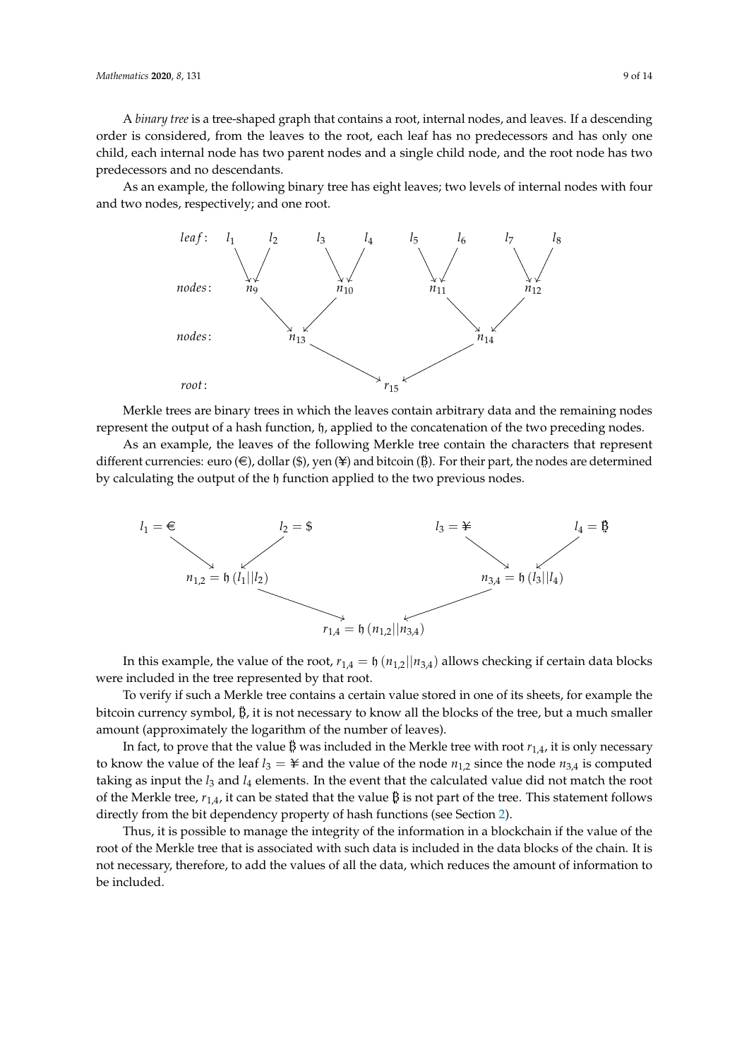A *binary tree* is a tree-shaped graph that contains a root, internal nodes, and leaves. If a descending order is considered, from the leaves to the root, each leaf has no predecessors and has only one child, each internal node has two parent nodes and a single child node, and the root node has two predecessors and no descendants.

As an example, the following binary tree has eight leaves; two levels of internal nodes with four and two nodes, respectively; and one root.

$$
\begin{array}{llllllllll}
leaf: & l_1 & l_2 & l_3 & l_4 & l_5 & l_6 & l_7 & l_8 \\
nodes: & \multicolumn{2}{c}{n_9} & \multicolumn{2}{c}{n_{10}} & \multicolumn{2}{c}{n_{11}} & \multicolumn{2}{c}{n_{12}} \\
nodes: & \multicolumn{4}{c}{n_{13}} & \multicolumn{4}{c}{n_{14}} \\
root: & \multicolumn{8}{c}{r_{15}}
\end{array}
$$

Merkle trees are binary trees in which the leaves contain arbitrary data and the remaining nodes represent the output of a hash function, $\mathfrak{h}$, applied to the concatenation of the two preceding nodes.

As an example, the leaves of the following Merkle tree contain the characters that represent different currencies: euro (€), dollar ($), yen (¥) and bitcoin (₿). For their part, the nodes are determined by calculating the output of the $\mathfrak{h}$ function applied to the two previous nodes.

$$
\begin{array}{cccc}
l_1 = \text{€} & l_2 = \$ & l_3 = \text{¥} & l_4 = \text{₿} \\
\multicolumn{2}{c}{n_{1,2} = \mathfrak{h}\,(l_1||l_2)} & \multicolumn{2}{c}{n_{3,4} = \mathfrak{h}\,(l_3||l_4)} \\
\multicolumn{4}{c}{r_{1,4} = \mathfrak{h}\,(n_{1,2}||n_{3,4})}
\end{array}
$$

In this example, the value of the root, $r_{1,4} = \mathfrak{h}\,(n_{1,2}||n_{3,4})$ allows checking if certain data blocks were included in the tree represented by that root.

To verify if such a Merkle tree contains a certain value stored in one of its sheets, for example the bitcoin currency symbol, ₿, it is not necessary to know all the blocks of the tree, but a much smaller amount (approximately the logarithm of the number of leaves).

In fact, to prove that the value ₿ was included in the Merkle tree with root $r_{1,4}$, it is only necessary to know the value of the leaf $l_3 =$ ¥ and the value of the node $n_{1,2}$ since the node $n_{3,4}$ is computed taking as input the $l_3$ and $l_4$ elements. In the event that the calculated value did not match the root of the Merkle tree, $r_{1,4}$, it can be stated that the value ₿ is not part of the tree. This statement follows directly from the bit dependency property of hash functions (see Section 2).

Thus, it is possible to manage the integrity of the information in a blockchain if the value of the root of the Merkle tree that is associated with such data is included in the data blocks of the chain. It is not necessary, therefore, to add the values of all the data, which reduces the amount of information to be included.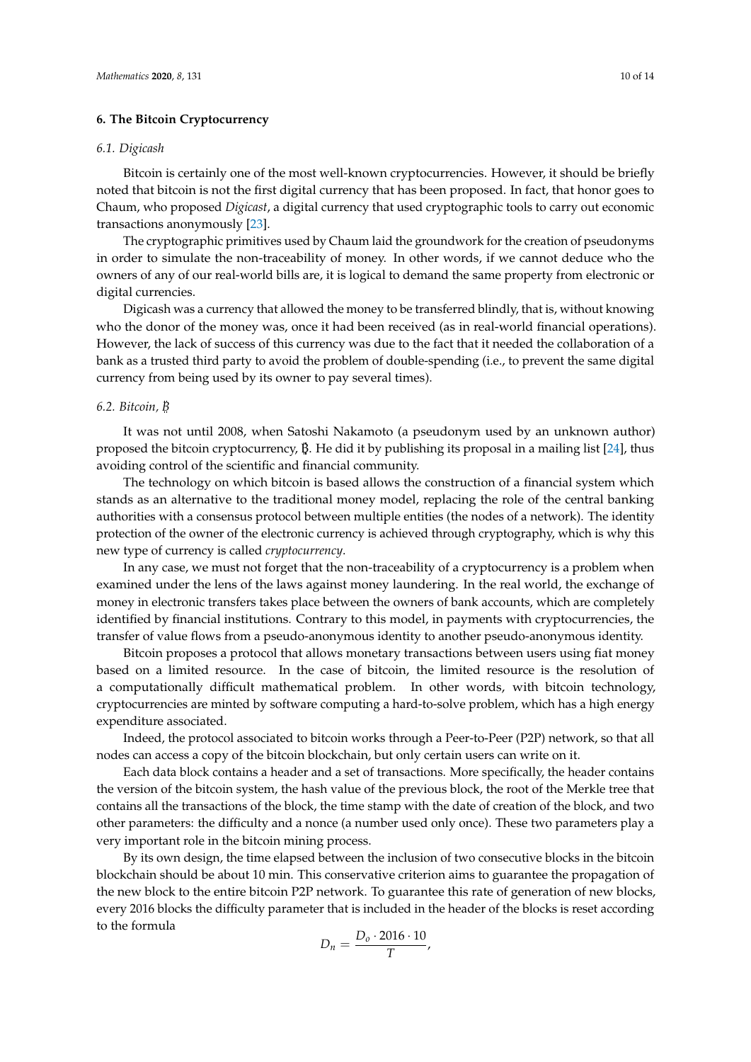## 6. The Bitcoin Cryptocurrency

### 6.1. Digicash

Bitcoin is certainly one of the most well-known cryptocurrencies. However, it should be briefly noted that bitcoin is not the first digital currency that has been proposed. In fact, that honor goes to Chaum, who proposed *Digicast*, a digital currency that used cryptographic tools to carry out economic transactions anonymously [23].

The cryptographic primitives used by Chaum laid the groundwork for the creation of pseudonyms in order to simulate the non-traceability of money. In other words, if we cannot deduce who the owners of any of our real-world bills are, it is logical to demand the same property from electronic or digital currencies.

Digicash was a currency that allowed the money to be transferred blindly, that is, without knowing who the donor of the money was, once it had been received (as in real-world financial operations). However, the lack of success of this currency was due to the fact that it needed the collaboration of a bank as a trusted third party to avoid the problem of double-spending (i.e., to prevent the same digital currency from being used by its owner to pay several times).

### 6.2. Bitcoin, ₿

It was not until 2008, when Satoshi Nakamoto (a pseudonym used by an unknown author) proposed the bitcoin cryptocurrency, ₿. He did it by publishing its proposal in a mailing list [24], thus avoiding control of the scientific and financial community.

The technology on which bitcoin is based allows the construction of a financial system which stands as an alternative to the traditional money model, replacing the role of the central banking authorities with a consensus protocol between multiple entities (the nodes of a network). The identity protection of the owner of the electronic currency is achieved through cryptography, which is why this new type of currency is called *cryptocurrency*.

In any case, we must not forget that the non-traceability of a cryptocurrency is a problem when examined under the lens of the laws against money laundering. In the real world, the exchange of money in electronic transfers takes place between the owners of bank accounts, which are completely identified by financial institutions. Contrary to this model, in payments with cryptocurrencies, the transfer of value flows from a pseudo-anonymous identity to another pseudo-anonymous identity.

Bitcoin proposes a protocol that allows monetary transactions between users using fiat money based on a limited resource. In the case of bitcoin, the limited resource is the resolution of a computationally difficult mathematical problem. In other words, with bitcoin technology, cryptocurrencies are minted by software computing a hard-to-solve problem, which has a high energy expenditure associated.

Indeed, the protocol associated to bitcoin works through a Peer-to-Peer (P2P) network, so that all nodes can access a copy of the bitcoin blockchain, but only certain users can write on it.

Each data block contains a header and a set of transactions. More specifically, the header contains the version of the bitcoin system, the hash value of the previous block, the root of the Merkle tree that contains all the transactions of the block, the time stamp with the date of creation of the block, and two other parameters: the difficulty and a nonce (a number used only once). These two parameters play a very important role in the bitcoin mining process.

By its own design, the time elapsed between the inclusion of two consecutive blocks in the bitcoin blockchain should be about 10 min. This conservative criterion aims to guarantee the propagation of the new block to the entire bitcoin P2P network. To guarantee this rate of generation of new blocks, every 2016 blocks the difficulty parameter that is included in the header of the blocks is reset according to the formula

$$D_n = \frac{D_o \cdot 2016 \cdot 10}{T},$$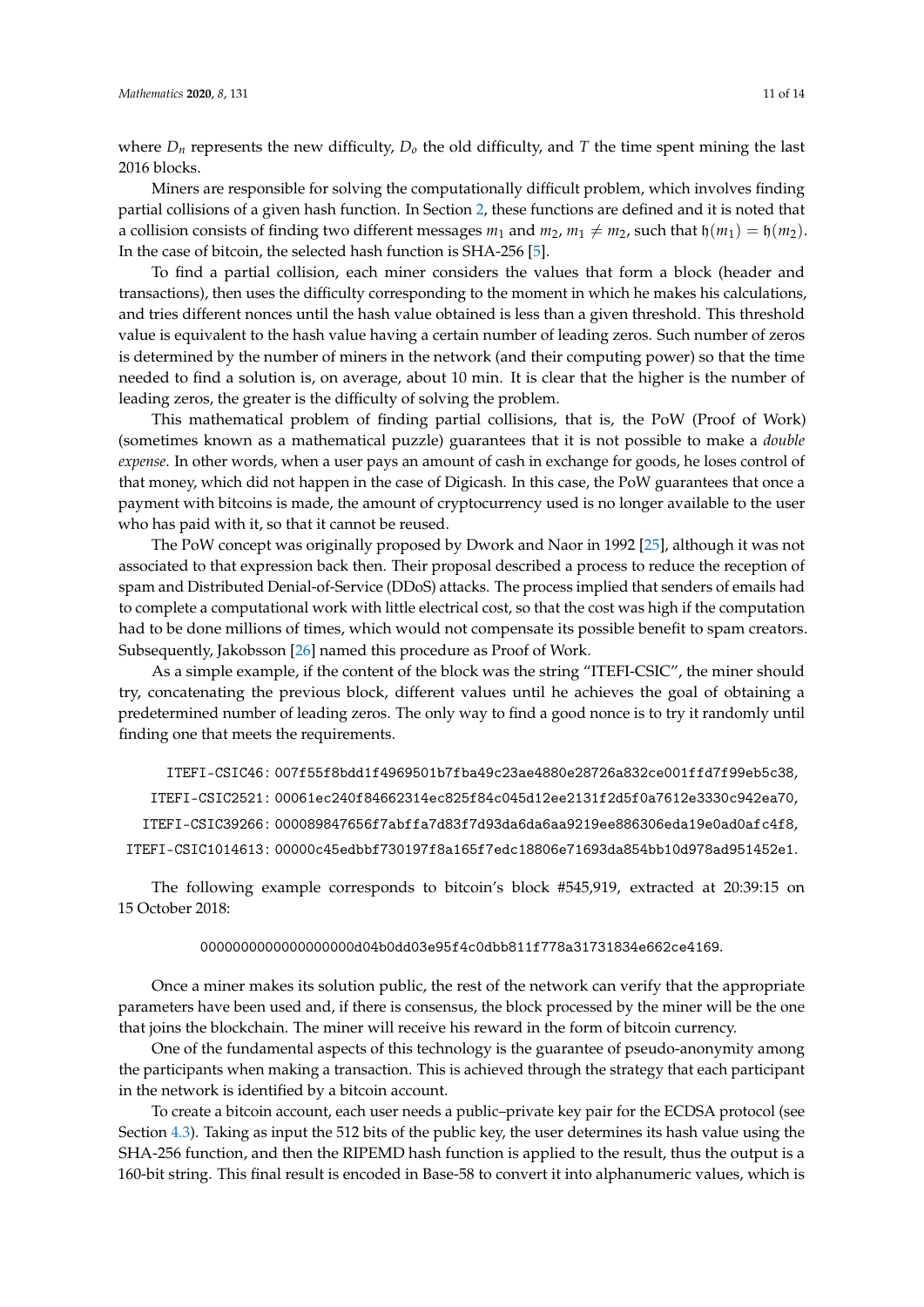where $D_n$ represents the new difficulty, $D_o$ the old difficulty, and $T$ the time spent mining the last 2016 blocks.

Miners are responsible for solving the computationally difficult problem, which involves finding partial collisions of a given hash function. In Section 2, these functions are defined and it is noted that a collision consists of finding two different messages $m_1$ and $m_2$, $m_1 \neq m_2$, such that $\mathfrak{h}(m_1) = \mathfrak{h}(m_2)$. In the case of bitcoin, the selected hash function is SHA-256 [5].

To find a partial collision, each miner considers the values that form a block (header and transactions), then uses the difficulty corresponding to the moment in which he makes his calculations, and tries different nonces until the hash value obtained is less than a given threshold. This threshold value is equivalent to the hash value having a certain number of leading zeros. Such number of zeros is determined by the number of miners in the network (and their computing power) so that the time needed to find a solution is, on average, about 10 min. It is clear that the higher is the number of leading zeros, the greater is the difficulty of solving the problem.

This mathematical problem of finding partial collisions, that is, the PoW (Proof of Work) (sometimes known as a mathematical puzzle) guarantees that it is not possible to make a *double expense*. In other words, when a user pays an amount of cash in exchange for goods, he loses control of that money, which did not happen in the case of Digicash. In this case, the PoW guarantees that once a payment with bitcoins is made, the amount of cryptocurrency used is no longer available to the user who has paid with it, so that it cannot be reused.

The PoW concept was originally proposed by Dwork and Naor in 1992 [25], although it was not associated to that expression back then. Their proposal described a process to reduce the reception of spam and Distributed Denial-of-Service (DDoS) attacks. The process implied that senders of emails had to complete a computational work with little electrical cost, so that the cost was high if the computation had to be done millions of times, which would not compensate its possible benefit to spam creators. Subsequently, Jakobsson [26] named this procedure as Proof of Work.

As a simple example, if the content of the block was the string "ITEFI-CSIC", the miner should try, concatenating the previous block, different values until he achieves the goal of obtaining a predetermined number of leading zeros. The only way to find a good nonce is to try it randomly until finding one that meets the requirements.

```
ITEFI-CSIC46: 007f55f8bdd1f4969501b7fba49c23ae4880e28726a832ce001ffd7f99eb5c38,
ITEFI-CSIC2521: 00061ec240f84662314ec825f84c045d12ee2131f2d5f0a7612e3330c942ea70,
ITEFI-CSIC39266: 000089847656f7abffa7d83f7d93da6da6aa9219ee886306eda19e0ad0afc4f8,
ITEFI-CSIC1014613: 00000c45edbbf730197f8a165f7edc18806e71693da854bb10d978ad951452e1.
```

The following example corresponds to bitcoin's block #545,919, extracted at 20:39:15 on 15 October 2018:

```
0000000000000000000d04b0dd03e95f4c0dbb811f778a31731834e662ce4169.
```

Once a miner makes its solution public, the rest of the network can verify that the appropriate parameters have been used and, if there is consensus, the block processed by the miner will be the one that joins the blockchain. The miner will receive his reward in the form of bitcoin currency.

One of the fundamental aspects of this technology is the guarantee of pseudo-anonymity among the participants when making a transaction. This is achieved through the strategy that each participant in the network is identified by a bitcoin account.

To create a bitcoin account, each user needs a public–private key pair for the ECDSA protocol (see Section 4.3). Taking as input the 512 bits of the public key, the user determines its hash value using the SHA-256 function, and then the RIPEMD hash function is applied to the result, thus the output is a 160-bit string. This final result is encoded in Base-58 to convert it into alphanumeric values, which is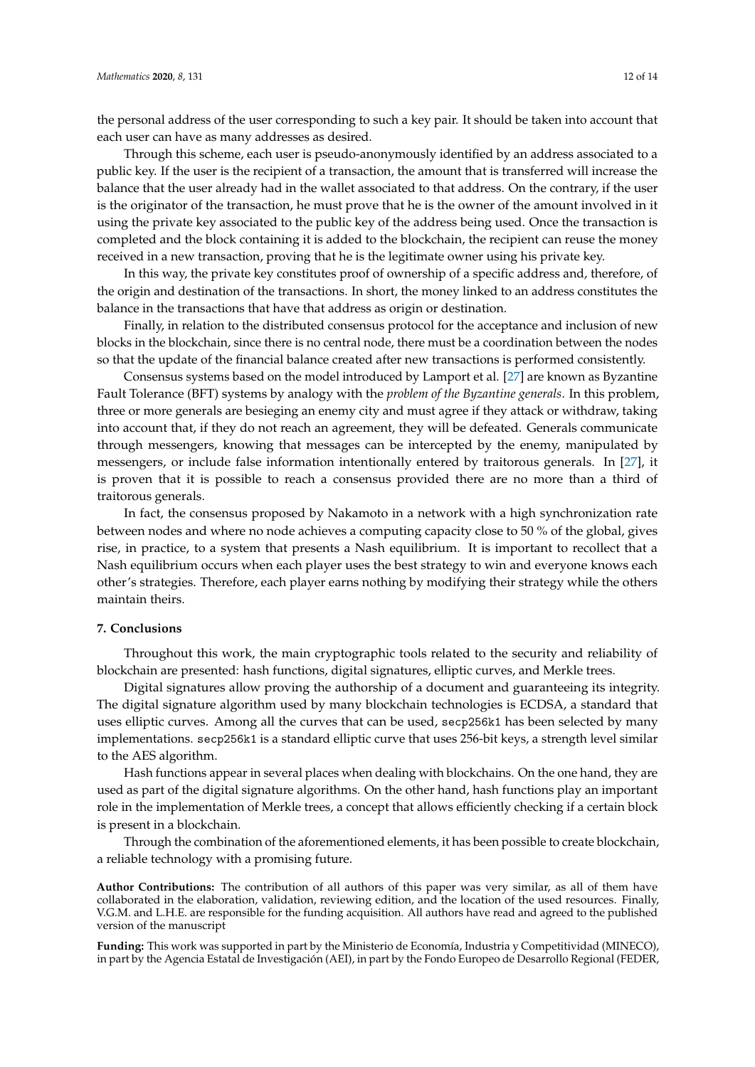the personal address of the user corresponding to such a key pair. It should be taken into account that each user can have as many addresses as desired.

Through this scheme, each user is pseudo-anonymously identified by an address associated to a public key. If the user is the recipient of a transaction, the amount that is transferred will increase the balance that the user already had in the wallet associated to that address. On the contrary, if the user is the originator of the transaction, he must prove that he is the owner of the amount involved in it using the private key associated to the public key of the address being used. Once the transaction is completed and the block containing it is added to the blockchain, the recipient can reuse the money received in a new transaction, proving that he is the legitimate owner using his private key.

In this way, the private key constitutes proof of ownership of a specific address and, therefore, of the origin and destination of the transactions. In short, the money linked to an address constitutes the balance in the transactions that have that address as origin or destination.

Finally, in relation to the distributed consensus protocol for the acceptance and inclusion of new blocks in the blockchain, since there is no central node, there must be a coordination between the nodes so that the update of the financial balance created after new transactions is performed consistently.

Consensus systems based on the model introduced by Lamport et al. [27] are known as Byzantine Fault Tolerance (BFT) systems by analogy with the *problem of the Byzantine generals*. In this problem, three or more generals are besieging an enemy city and must agree if they attack or withdraw, taking into account that, if they do not reach an agreement, they will be defeated. Generals communicate through messengers, knowing that messages can be intercepted by the enemy, manipulated by messengers, or include false information intentionally entered by traitorous generals. In [27], it is proven that it is possible to reach a consensus provided there are no more than a third of traitorous generals.

In fact, the consensus proposed by Nakamoto in a network with a high synchronization rate between nodes and where no node achieves a computing capacity close to 50 % of the global, gives rise, in practice, to a system that presents a Nash equilibrium. It is important to recollect that a Nash equilibrium occurs when each player uses the best strategy to win and everyone knows each other's strategies. Therefore, each player earns nothing by modifying their strategy while the others maintain theirs.

## 7. Conclusions

Throughout this work, the main cryptographic tools related to the security and reliability of blockchain are presented: hash functions, digital signatures, elliptic curves, and Merkle trees.

Digital signatures allow proving the authorship of a document and guaranteeing its integrity. The digital signature algorithm used by many blockchain technologies is ECDSA, a standard that uses elliptic curves. Among all the curves that can be used, `secp256k1` has been selected by many implementations. `secp256k1` is a standard elliptic curve that uses 256-bit keys, a strength level similar to the AES algorithm.

Hash functions appear in several places when dealing with blockchains. On the one hand, they are used as part of the digital signature algorithms. On the other hand, hash functions play an important role in the implementation of Merkle trees, a concept that allows efficiently checking if a certain block is present in a blockchain.

Through the combination of the aforementioned elements, it has been possible to create blockchain, a reliable technology with a promising future.

**Author Contributions:** The contribution of all authors of this paper was very similar, as all of them have collaborated in the elaboration, validation, reviewing edition, and the location of the used resources. Finally, V.G.M. and L.H.E. are responsible for the funding acquisition. All authors have read and agreed to the published version of the manuscript

**Funding:** This work was supported in part by the Ministerio de Economía, Industria y Competitividad (MINECO), in part by the Agencia Estatal de Investigación (AEI), in part by the Fondo Europeo de Desarrollo Regional (FEDER,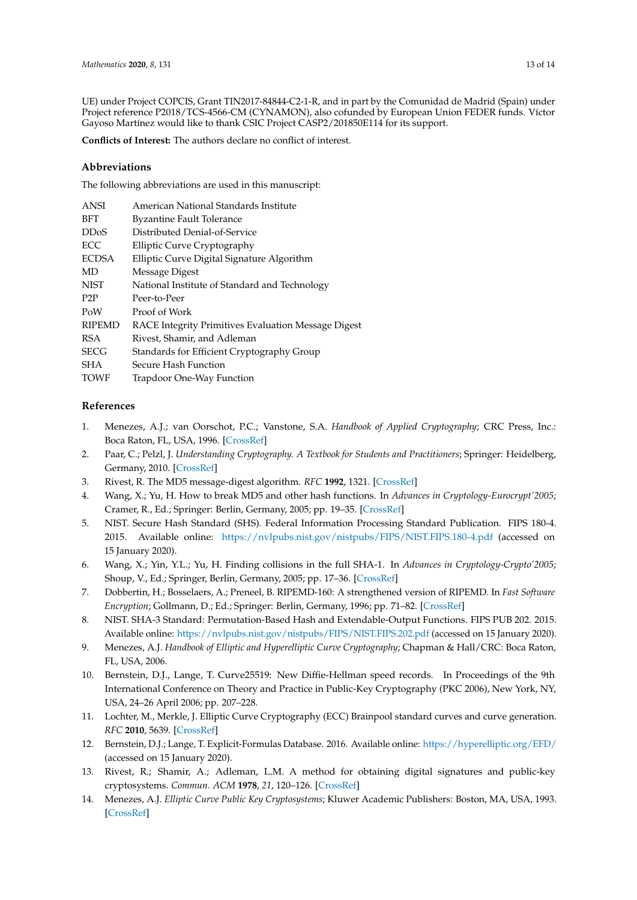UE) under Project COPCIS, Grant TIN2017-84844-C2-1-R, and in part by the Comunidad de Madrid (Spain) under Project reference P2018/TCS-4566-CM (CYNAMON), also cofunded by European Union FEDER funds. Víctor Gayoso Martínez would like to thank CSIC Project CASP2/201850E114 for its support.

**Conflicts of Interest:** The authors declare no conflict of interest.

## Abbreviations

The following abbreviations are used in this manuscript:

| | |
|---|---|
| ANSI | American National Standards Institute |
| BFT | Byzantine Fault Tolerance |
| DDoS | Distributed Denial-of-Service |
| ECC | Elliptic Curve Cryptography |
| ECDSA | Elliptic Curve Digital Signature Algorithm |
| MD | Message Digest |
| NIST | National Institute of Standard and Technology |
| P2P | Peer-to-Peer |
| PoW | Proof of Work |
| RIPEMD | RACE Integrity Primitives Evaluation Message Digest |
| RSA | Rivest, Shamir, and Adleman |
| SECG | Standards for Efficient Cryptography Group |
| SHA | Secure Hash Function |
| TOWF | Trapdoor One-Way Function |

## References

1. Menezes, A.J.; van Oorschot, P.C.; Vanstone, S.A. *Handbook of Applied Cryptography*; CRC Press, Inc.: Boca Raton, FL, USA, 1996. [CrossRef]
2. Paar, C.; Pelzl, J. *Understanding Cryptography. A Textbook for Students and Practitioners*; Springer: Heidelberg, Germany, 2010. [CrossRef]
3. Rivest, R. The MD5 message-digest algorithm. *RFC* **1992**, 1321. [CrossRef]
4. Wang, X.; Yu, H. How to break MD5 and other hash functions. In *Advances in Cryptology-Eurocrypt'2005*; Cramer, R., Ed.; Springer: Berlin, Germany, 2005; pp. 19–35. [CrossRef]
5. NIST. Secure Hash Standard (SHS). Federal Information Processing Standard Publication. FIPS 180-4. 2015. Available online: https://nvlpubs.nist.gov/nistpubs/FIPS/NIST.FIPS.180-4.pdf (accessed on 15 January 2020).
6. Wang, X.; Yin, Y.L.; Yu, H. Finding collisions in the full SHA-1. In *Advances in Cryptology-Crypto'2005*; Shoup, V., Ed.; Springer, Berlin, Germany, 2005; pp. 17–36. [CrossRef]
7. Dobbertin, H.; Bosselaers, A.; Preneel, B. RIPEMD-160: A strengthened version of RIPEMD. In *Fast Software Encryption*; Gollmann, D.; Ed.; Springer: Berlin, Germany, 1996; pp. 71–82. [CrossRef]
8. NIST. SHA-3 Standard: Permutation-Based Hash and Extendable-Output Functions. FIPS PUB 202. 2015. Available online: https://nvlpubs.nist.gov/nistpubs/FIPS/NIST.FIPS.202.pdf (accessed on 15 January 2020).
9. Menezes, A.J. *Handbook of Elliptic and Hyperelliptic Curve Cryptography*; Chapman & Hall/CRC: Boca Raton, FL, USA, 2006.
10. Bernstein, D.J., Lange, T. Curve25519: New Diffie-Hellman speed records. In Proceedings of the 9th International Conference on Theory and Practice in Public-Key Cryptography (PKC 2006), New York, NY, USA, 24–26 April 2006; pp. 207–228.
11. Lochter, M., Merkle, J. Elliptic Curve Cryptography (ECC) Brainpool standard curves and curve generation. *RFC* **2010**, 5639. [CrossRef]
12. Bernstein, D.J.; Lange, T. Explicit-Formulas Database. 2016. Available online: https://hyperelliptic.org/EFD/ (accessed on 15 January 2020).
13. Rivest, R.; Shamir, A.; Adleman, L.M. A method for obtaining digital signatures and public-key cryptosystems. *Commun. ACM* **1978**, *21*, 120–126. [CrossRef]
14. Menezes, A.J. *Elliptic Curve Public Key Cryptosystems*; Kluwer Academic Publishers: Boston, MA, USA, 1993. [CrossRef]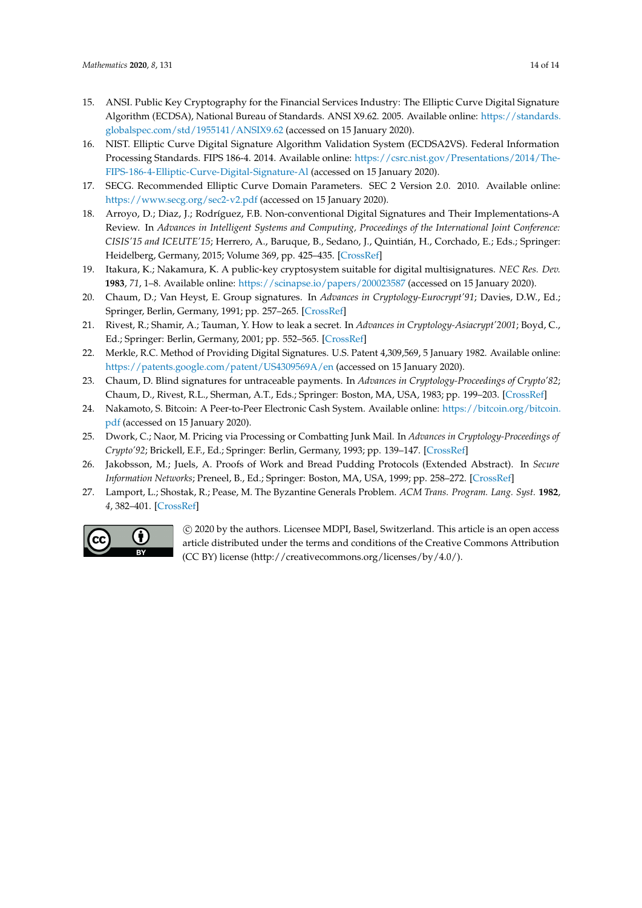15. ANSI. Public Key Cryptography for the Financial Services Industry: The Elliptic Curve Digital Signature Algorithm (ECDSA), National Bureau of Standards. ANSI X9.62. 2005. Available online: https://standards.globalspec.com/std/1955141/ANSIX9.62 (accessed on 15 January 2020).
16. NIST. Elliptic Curve Digital Signature Algorithm Validation System (ECDSA2VS). Federal Information Processing Standards. FIPS 186-4. 2014. Available online: https://csrc.nist.gov/Presentations/2014/The-FIPS-186-4-Elliptic-Curve-Digital-Signature-Al (accessed on 15 January 2020).
17. SECG. Recommended Elliptic Curve Domain Parameters. SEC 2 Version 2.0. 2010. Available online: https://www.secg.org/sec2-v2.pdf (accessed on 15 January 2020).
18. Arroyo, D.; Diaz, J.; Rodríguez, F.B. Non-conventional Digital Signatures and Their Implementations-A Review. In *Advances in Intelligent Systems and Computing, Proceedings of the International Joint Conference: CISIS'15 and ICEUTE'15*; Herrero, A., Baruque, B., Sedano, J., Quintián, H., Corchado, E.; Eds.; Springer: Heidelberg, Germany, 2015; Volume 369, pp. 425–435. [CrossRef]
19. Itakura, K.; Nakamura, K. A public-key cryptosystem suitable for digital multisignatures. *NEC Res. Dev.* **1983**, *71*, 1–8. Available online: https://scinapse.io/papers/200023587 (accessed on 15 January 2020).
20. Chaum, D.; Van Heyst, E. Group signatures. In *Advances in Cryptology-Eurocrypt'91*; Davies, D.W., Ed.; Springer, Berlin, Germany, 1991; pp. 257–265. [CrossRef]
21. Rivest, R.; Shamir, A.; Tauman, Y. How to leak a secret. In *Advances in Cryptology-Asiacrypt'2001*; Boyd, C., Ed.; Springer: Berlin, Germany, 2001; pp. 552–565. [CrossRef]
22. Merkle, R.C. Method of Providing Digital Signatures. U.S. Patent 4,309,569, 5 January 1982. Available online: https://patents.google.com/patent/US4309569A/en (accessed on 15 January 2020).
23. Chaum, D. Blind signatures for untraceable payments. In *Advances in Cryptology-Proceedings of Crypto'82*; Chaum, D., Rivest, R.L., Sherman, A.T., Eds.; Springer: Boston, MA, USA, 1983; pp. 199–203. [CrossRef]
24. Nakamoto, S. Bitcoin: A Peer-to-Peer Electronic Cash System. Available online: https://bitcoin.org/bitcoin.pdf (accessed on 15 January 2020).
25. Dwork, C.; Naor, M. Pricing via Processing or Combatting Junk Mail. In *Advances in Cryptology-Proceedings of Crypto'92*; Brickell, E.F., Ed.; Springer: Berlin, Germany, 1993; pp. 139–147. [CrossRef]
26. Jakobsson, M.; Juels, A. Proofs of Work and Bread Pudding Protocols (Extended Abstract). In *Secure Information Networks*; Preneel, B., Ed.; Springer: Boston, MA, USA, 1999; pp. 258–272. [CrossRef]
27. Lamport, L.; Shostak, R.; Pease, M. The Byzantine Generals Problem. *ACM Trans. Program. Lang. Syst.* **1982**, *4*, 382–401. [CrossRef]

© 2020 by the authors. Licensee MDPI, Basel, Switzerland. This article is an open access article distributed under the terms and conditions of the Creative Commons Attribution (CC BY) license (http://creativecommons.org/licenses/by/4.0/).